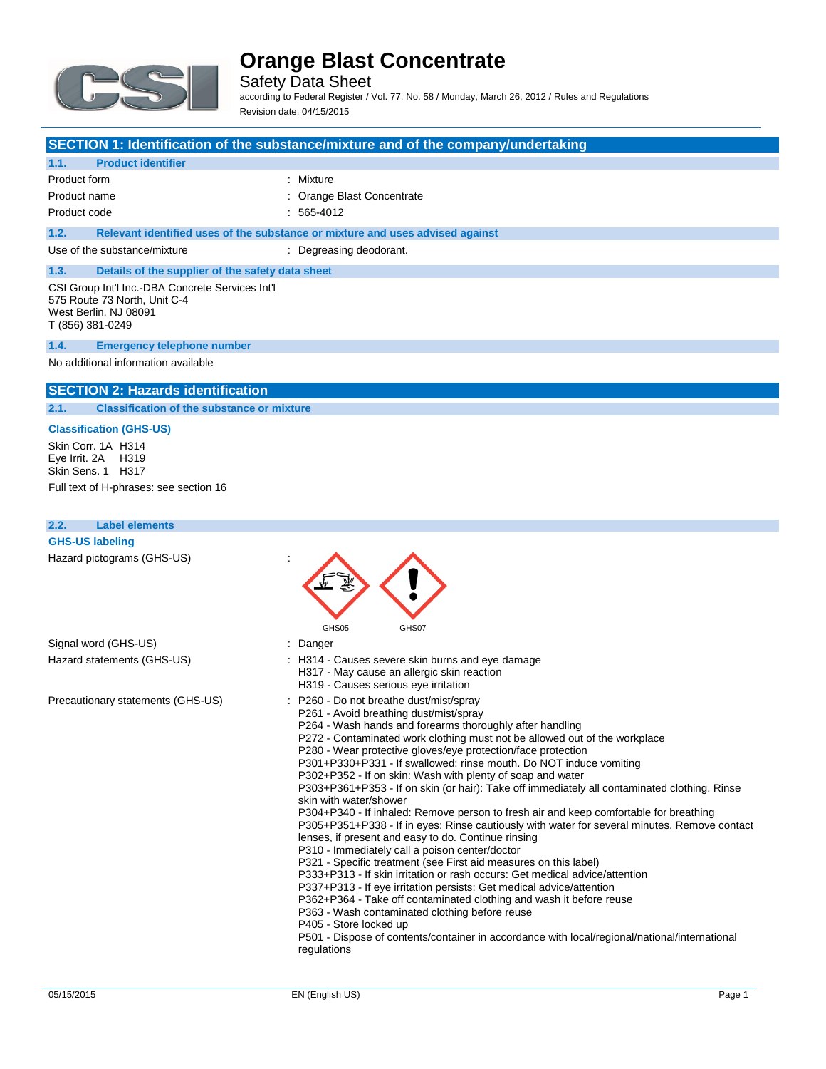# Orange Blast Concentrate

Safety Data Sheet

according to Federal Register / Vol. 77, No. 58 / Monday, March 26, 2012 / Rules and Regulations

Revision date: 04/15/2015

## SECTION 1: Identification of the substance/mixture and of the company/undertaking

### 1.1. Product identifier

| | |
|---|---|
| Product form | : Mixture |
| Product name | : Orange Blast Concentrate |
| Product code | : 565-4012 |

### 1.2. Relevant identified uses of the substance or mixture and uses advised against

| | |
|---|---|
| Use of the substance/mixture | : Degreasing deodorant. |

### 1.3. Details of the supplier of the safety data sheet

CSI Group Int'l Inc.-DBA Concrete Services Int'l
575 Route 73 North, Unit C-4
West Berlin, NJ 08091
T (856) 381-0249

### 1.4. Emergency telephone number

No additional information available

## SECTION 2: Hazards identification

### 2.1. Classification of the substance or mixture

**Classification (GHS-US)**

Skin Corr. 1A H314
Eye Irrit. 2A H319
Skin Sens. 1 H317

Full text of H-phrases: see section 16

### 2.2. Label elements

**GHS-US labeling**

Hazard pictograms (GHS-US) :

GHS05 GHS07

Signal word (GHS-US) : Danger

Hazard statements (GHS-US) :
- H314 - Causes severe skin burns and eye damage
- H317 - May cause an allergic skin reaction
- H319 - Causes serious eye irritation

Precautionary statements (GHS-US) :
- P260 - Do not breathe dust/mist/spray
- P261 - Avoid breathing dust/mist/spray
- P264 - Wash hands and forearms thoroughly after handling
- P272 - Contaminated work clothing must not be allowed out of the workplace
- P280 - Wear protective gloves/eye protection/face protection
- P301+P330+P331 - If swallowed: rinse mouth. Do NOT induce vomiting
- P302+P352 - If on skin: Wash with plenty of soap and water
- P303+P361+P353 - If on skin (or hair): Take off immediately all contaminated clothing. Rinse skin with water/shower
- P304+P340 - If inhaled: Remove person to fresh air and keep comfortable for breathing
- P305+P351+P338 - If in eyes: Rinse cautiously with water for several minutes. Remove contact lenses, if present and easy to do. Continue rinsing
- P310 - Immediately call a poison center/doctor
- P321 - Specific treatment (see First aid measures on this label)
- P333+P313 - If skin irritation or rash occurs: Get medical advice/attention
- P337+P313 - If eye irritation persists: Get medical advice/attention
- P362+P364 - Take off contaminated clothing and wash it before reuse
- P363 - Wash contaminated clothing before reuse
- P405 - Store locked up
- P501 - Dispose of contents/container in accordance with local/regional/national/international regulations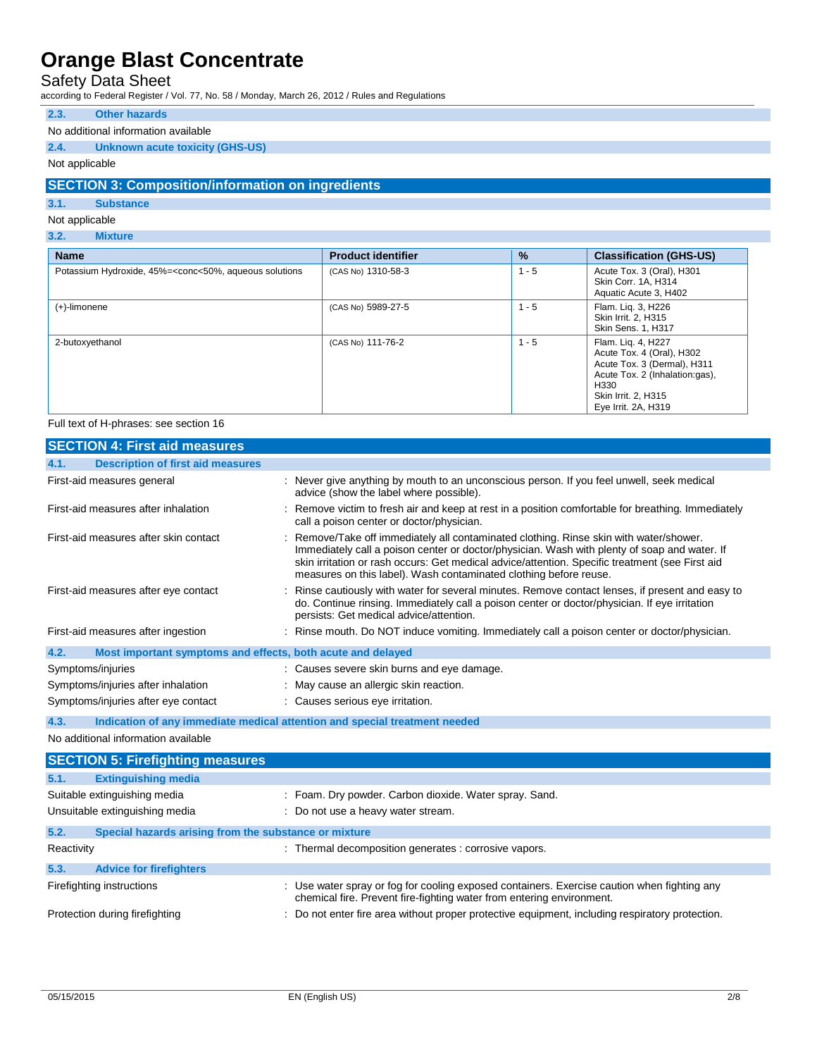### 2.3. Other hazards

No additional information available

### 2.4. Unknown acute toxicity (GHS-US)

Not applicable

## SECTION 3: Composition/information on ingredients

### 3.1. Substance

Not applicable

### 3.2. Mixture

| Name | Product identifier | % | Classification (GHS-US) |
|---|---|---|---|
| Potassium Hydroxide, 45%=<conc<50%, aqueous solutions | (CAS No) 1310-58-3 | 1 - 5 | Acute Tox. 3 (Oral), H301<br>Skin Corr. 1A, H314<br>Aquatic Acute 3, H402 |
| (+)-limonene | (CAS No) 5989-27-5 | 1 - 5 | Flam. Liq. 3, H226<br>Skin Irrit. 2, H315<br>Skin Sens. 1, H317 |
| 2-butoxyethanol | (CAS No) 111-76-2 | 1 - 5 | Flam. Liq. 4, H227<br>Acute Tox. 4 (Oral), H302<br>Acute Tox. 3 (Dermal), H311<br>Acute Tox. 2 (Inhalation:gas), H330<br>Skin Irrit. 2, H315<br>Eye Irrit. 2A, H319 |

Full text of H-phrases: see section 16

## SECTION 4: First aid measures

### 4.1. Description of first aid measures

First-aid measures general : Never give anything by mouth to an unconscious person. If you feel unwell, seek medical advice (show the label where possible).

First-aid measures after inhalation : Remove victim to fresh air and keep at rest in a position comfortable for breathing. Immediately call a poison center or doctor/physician.

First-aid measures after skin contact : Remove/Take off immediately all contaminated clothing. Rinse skin with water/shower. Immediately call a poison center or doctor/physician. Wash with plenty of soap and water. If skin irritation or rash occurs: Get medical advice/attention. Specific treatment (see First aid measures on this label). Wash contaminated clothing before reuse.

First-aid measures after eye contact : Rinse cautiously with water for several minutes. Remove contact lenses, if present and easy to do. Continue rinsing. Immediately call a poison center or doctor/physician. If eye irritation persists: Get medical advice/attention.

First-aid measures after ingestion : Rinse mouth. Do NOT induce vomiting. Immediately call a poison center or doctor/physician.

### 4.2. Most important symptoms and effects, both acute and delayed

Symptoms/injuries : Causes severe skin burns and eye damage.

Symptoms/injuries after inhalation : May cause an allergic skin reaction.

Symptoms/injuries after eye contact : Causes serious eye irritation.

### 4.3. Indication of any immediate medical attention and special treatment needed

No additional information available

## SECTION 5: Firefighting measures

### 5.1. Extinguishing media

Suitable extinguishing media : Foam. Dry powder. Carbon dioxide. Water spray. Sand.

Unsuitable extinguishing media : Do not use a heavy water stream.

### 5.2. Special hazards arising from the substance or mixture

Reactivity : Thermal decomposition generates : corrosive vapors.

### 5.3. Advice for firefighters

Firefighting instructions : Use water spray or fog for cooling exposed containers. Exercise caution when fighting any chemical fire. Prevent fire-fighting water from entering environment.

Protection during firefighting : Do not enter fire area without proper protective equipment, including respiratory protection.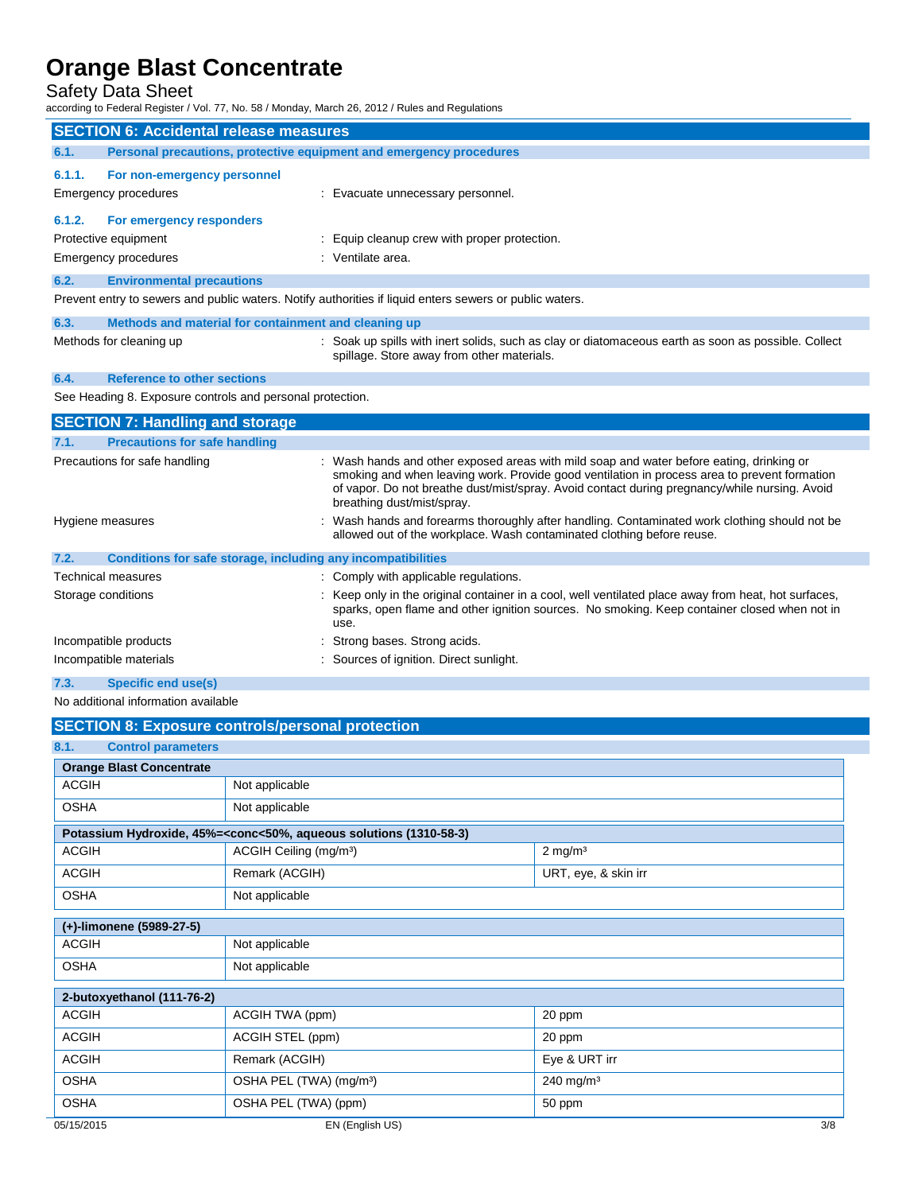## SECTION 6: Accidental release measures

### 6.1. Personal precautions, protective equipment and emergency procedures

#### 6.1.1. For non-emergency personnel

Emergency procedures : Evacuate unnecessary personnel.

#### 6.1.2. For emergency responders

Protective equipment : Equip cleanup crew with proper protection.

Emergency procedures : Ventilate area.

### 6.2. Environmental precautions

Prevent entry to sewers and public waters. Notify authorities if liquid enters sewers or public waters.

### 6.3. Methods and material for containment and cleaning up

Methods for cleaning up : Soak up spills with inert solids, such as clay or diatomaceous earth as soon as possible. Collect spillage. Store away from other materials.

### 6.4. Reference to other sections

See Heading 8. Exposure controls and personal protection.

## SECTION 7: Handling and storage

### 7.1. Precautions for safe handling

Precautions for safe handling : Wash hands and other exposed areas with mild soap and water before eating, drinking or smoking and when leaving work. Provide good ventilation in process area to prevent formation of vapor. Do not breathe dust/mist/spray. Avoid contact during pregnancy/while nursing. Avoid breathing dust/mist/spray.

Hygiene measures : Wash hands and forearms thoroughly after handling. Contaminated work clothing should not be allowed out of the workplace. Wash contaminated clothing before reuse.

### 7.2. Conditions for safe storage, including any incompatibilities

Technical measures : Comply with applicable regulations.

Storage conditions : Keep only in the original container in a cool, well ventilated place away from heat, hot surfaces, sparks, open flame and other ignition sources. No smoking. Keep container closed when not in use.

Incompatible products : Strong bases. Strong acids.

Incompatible materials : Sources of ignition. Direct sunlight.

### 7.3. Specific end use(s)

No additional information available

## SECTION 8: Exposure controls/personal protection

### 8.1. Control parameters

| Orange Blast Concentrate | | |
|---|---|---|
| ACGIH | Not applicable | |
| OSHA | Not applicable | |

| Potassium Hydroxide, 45%=<conc<50%, aqueous solutions (1310-58-3) | | |
|---|---|---|
| ACGIH | ACGIH Ceiling (mg/m³) | 2 mg/m³ |
| ACGIH | Remark (ACGIH) | URT, eye, & skin irr |
| OSHA | Not applicable | |

| (+)-limonene (5989-27-5) | | |
|---|---|---|
| ACGIH | Not applicable | |
| OSHA | Not applicable | |

| 2-butoxyethanol (111-76-2) | | |
|---|---|---|
| ACGIH | ACGIH TWA (ppm) | 20 ppm |
| ACGIH | ACGIH STEL (ppm) | 20 ppm |
| ACGIH | Remark (ACGIH) | Eye & URT irr |
| OSHA | OSHA PEL (TWA) (mg/m³) | 240 mg/m³ |
| OSHA | OSHA PEL (TWA) (ppm) | 50 ppm |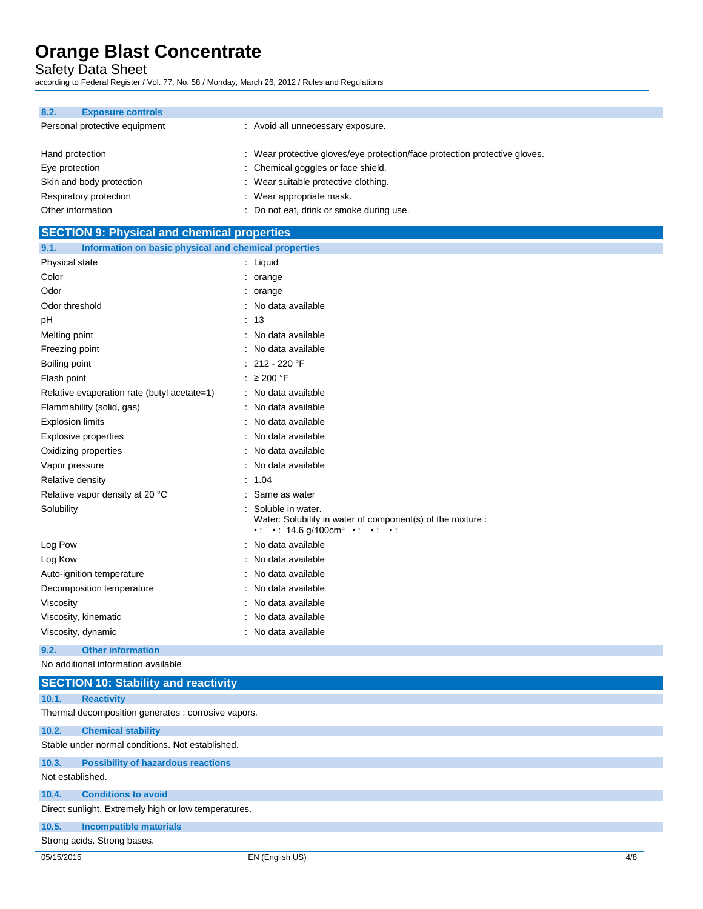#### 8.2. Exposure controls

| | |
|---|---|
| Personal protective equipment | : Avoid all unnecessary exposure. |
| Hand protection | : Wear protective gloves/eye protection/face protection protective gloves. |
| Eye protection | : Chemical goggles or face shield. |
| Skin and body protection | : Wear suitable protective clothing. |
| Respiratory protection | : Wear appropriate mask. |
| Other information | : Do not eat, drink or smoke during use. |

## SECTION 9: Physical and chemical properties

### 9.1. Information on basic physical and chemical properties

| | |
|---|---|
| Physical state | : Liquid |
| Color | : orange |
| Odor | : orange |
| Odor threshold | : No data available |
| pH | : 13 |
| Melting point | : No data available |
| Freezing point | : No data available |
| Boiling point | : 212 - 220 °F |
| Flash point | : ≥ 200 °F |
| Relative evaporation rate (butyl acetate=1) | : No data available |
| Flammability (solid, gas) | : No data available |
| Explosion limits | : No data available |
| Explosive properties | : No data available |
| Oxidizing properties | : No data available |
| Vapor pressure | : No data available |
| Relative density | : 1.04 |
| Relative vapor density at 20 °C | : Same as water |
| Solubility | : Soluble in water.<br>Water: Solubility in water of component(s) of the mixture :<br>• : • : 14.6 g/100cm³ • : • : • : |
| Log Pow | : No data available |
| Log Kow | : No data available |
| Auto-ignition temperature | : No data available |
| Decomposition temperature | : No data available |
| Viscosity | : No data available |
| Viscosity, kinematic | : No data available |
| Viscosity, dynamic | : No data available |

### 9.2. Other information

No additional information available

## SECTION 10: Stability and reactivity

### 10.1. Reactivity

Thermal decomposition generates : corrosive vapors.

### 10.2. Chemical stability

Stable under normal conditions. Not established.

### 10.3. Possibility of hazardous reactions

Not established.

### 10.4. Conditions to avoid

Direct sunlight. Extremely high or low temperatures.

### 10.5. Incompatible materials

Strong acids. Strong bases.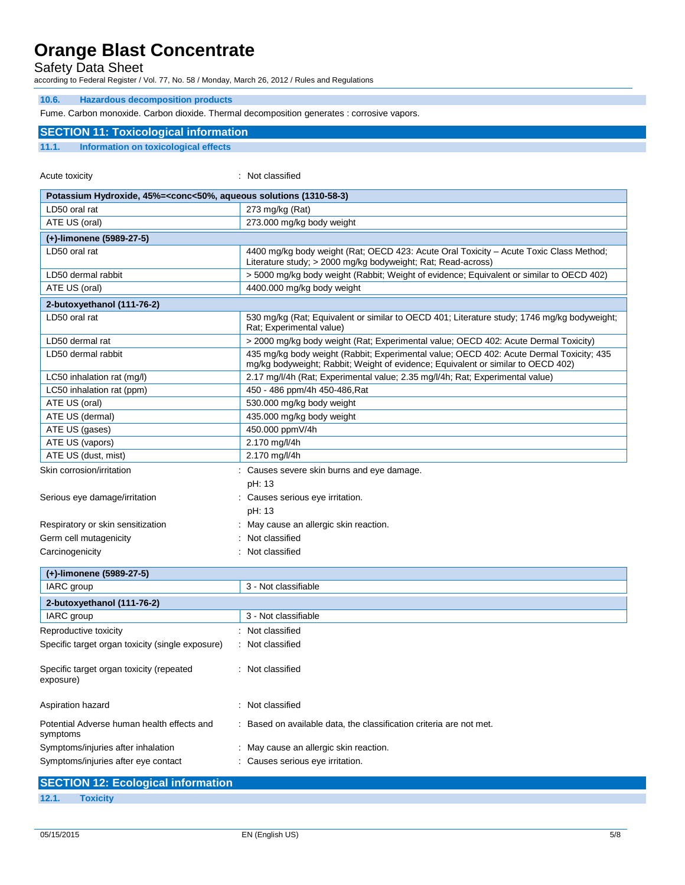#### 10.6. Hazardous decomposition products

Fume. Carbon monoxide. Carbon dioxide. Thermal decomposition generates : corrosive vapors.

## SECTION 11: Toxicological information

### 11.1. Information on toxicological effects

Acute toxicity : Not classified

| Potassium Hydroxide, 45%=<conc<50%, aqueous solutions (1310-58-3) | |
|---|---|
| LD50 oral rat | 273 mg/kg (Rat) |
| ATE US (oral) | 273.000 mg/kg body weight |
| **(+)-limonene (5989-27-5)** | |
| LD50 oral rat | 4400 mg/kg body weight (Rat; OECD 423: Acute Oral Toxicity – Acute Toxic Class Method; Literature study; > 2000 mg/kg bodyweight; Rat; Read-across) |
| LD50 dermal rabbit | > 5000 mg/kg body weight (Rabbit; Weight of evidence; Equivalent or similar to OECD 402) |
| ATE US (oral) | 4400.000 mg/kg body weight |
| **2-butoxyethanol (111-76-2)** | |
| LD50 oral rat | 530 mg/kg (Rat; Equivalent or similar to OECD 401; Literature study; 1746 mg/kg bodyweight; Rat; Experimental value) |
| LD50 dermal rat | > 2000 mg/kg body weight (Rat; Experimental value; OECD 402: Acute Dermal Toxicity) |
| LD50 dermal rabbit | 435 mg/kg body weight (Rabbit; Experimental value; OECD 402: Acute Dermal Toxicity; 435 mg/kg bodyweight; Rabbit; Weight of evidence; Equivalent or similar to OECD 402) |
| LC50 inhalation rat (mg/l) | 2.17 mg/l/4h (Rat; Experimental value; 2.35 mg/l/4h; Rat; Experimental value) |
| LC50 inhalation rat (ppm) | 450 - 486 ppm/4h 450-486,Rat |
| ATE US (oral) | 530.000 mg/kg body weight |
| ATE US (dermal) | 435.000 mg/kg body weight |
| ATE US (gases) | 450.000 ppmV/4h |
| ATE US (vapors) | 2.170 mg/l/4h |
| ATE US (dust, mist) | 2.170 mg/l/4h |

Skin corrosion/irritation : Causes severe skin burns and eye damage.
pH: 13

Serious eye damage/irritation : Causes serious eye irritation.
pH: 13

Respiratory or skin sensitization : May cause an allergic skin reaction.

Germ cell mutagenicity : Not classified

Carcinogenicity : Not classified

| (+)-limonene (5989-27-5) | |
|---|---|
| IARC group | 3 - Not classifiable |
| **2-butoxyethanol (111-76-2)** | |
| IARC group | 3 - Not classifiable |

Reproductive toxicity : Not classified

Specific target organ toxicity (single exposure) : Not classified

Specific target organ toxicity (repeated exposure) : Not classified

Aspiration hazard : Not classified

Potential Adverse human health effects and symptoms : Based on available data, the classification criteria are not met.

Symptoms/injuries after inhalation : May cause an allergic skin reaction.

Symptoms/injuries after eye contact : Causes serious eye irritation.

## SECTION 12: Ecological information

### 12.1. Toxicity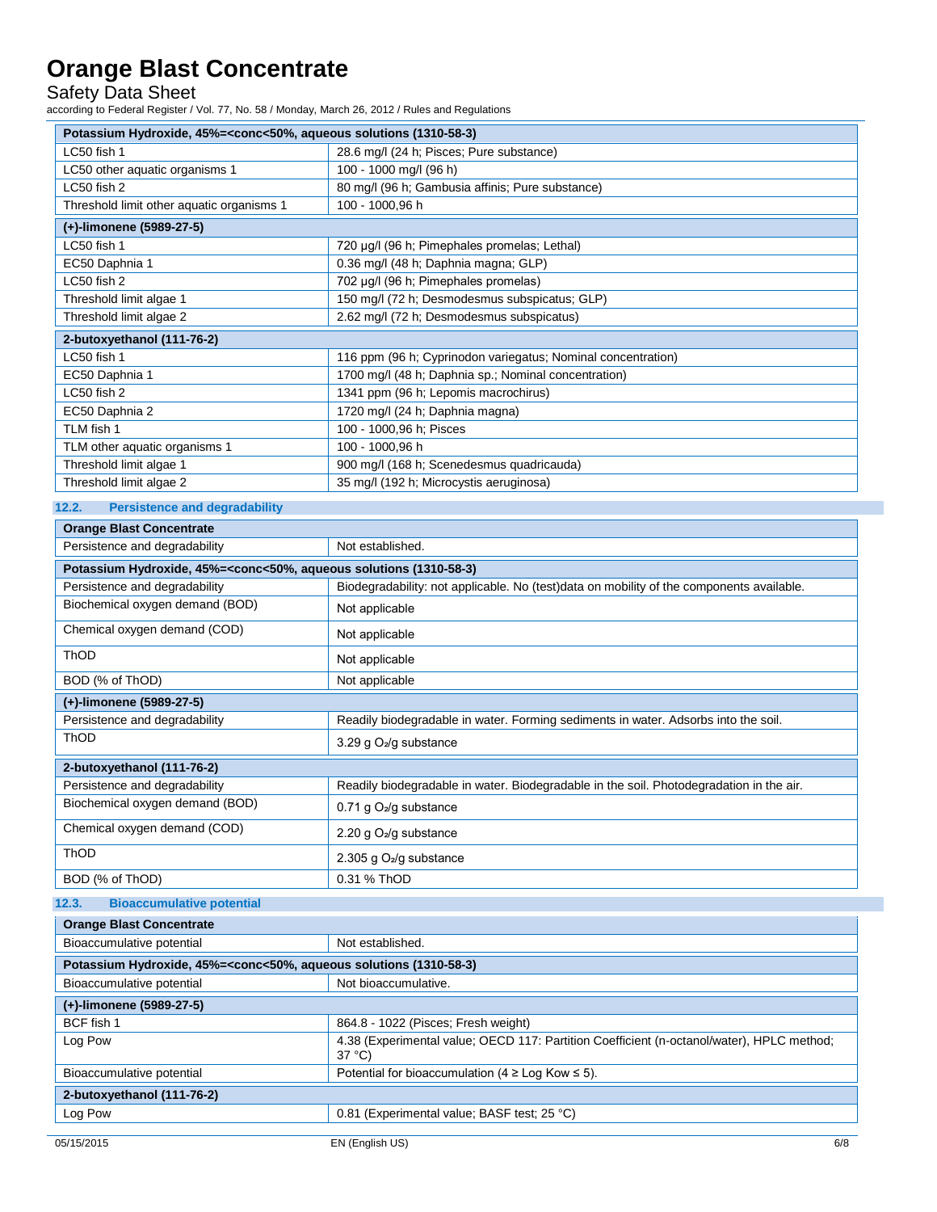| Potassium Hydroxide, 45%=<conc<50%, aqueous solutions (1310-58-3) | |
|---|---|
| LC50 fish 1 | 28.6 mg/l (24 h; Pisces; Pure substance) |
| LC50 other aquatic organisms 1 | 100 - 1000 mg/l (96 h) |
| LC50 fish 2 | 80 mg/l (96 h; Gambusia affinis; Pure substance) |
| Threshold limit other aquatic organisms 1 | 100 - 1000,96 h |

| (+)-limonene (5989-27-5) | |
|---|---|
| LC50 fish 1 | 720 µg/l (96 h; Pimephales promelas; Lethal) |
| EC50 Daphnia 1 | 0.36 mg/l (48 h; Daphnia magna; GLP) |
| LC50 fish 2 | 702 µg/l (96 h; Pimephales promelas) |
| Threshold limit algae 1 | 150 mg/l (72 h; Desmodesmus subspicatus; GLP) |
| Threshold limit algae 2 | 2.62 mg/l (72 h; Desmodesmus subspicatus) |

| 2-butoxyethanol (111-76-2) | |
|---|---|
| LC50 fish 1 | 116 ppm (96 h; Cyprinodon variegatus; Nominal concentration) |
| EC50 Daphnia 1 | 1700 mg/l (48 h; Daphnia sp.; Nominal concentration) |
| LC50 fish 2 | 1341 ppm (96 h; Lepomis macrochirus) |
| EC50 Daphnia 2 | 1720 mg/l (24 h; Daphnia magna) |
| TLM fish 1 | 100 - 1000,96 h; Pisces |
| TLM other aquatic organisms 1 | 100 - 1000,96 h |
| Threshold limit algae 1 | 900 mg/l (168 h; Scenedesmus quadricauda) |
| Threshold limit algae 2 | 35 mg/l (192 h; Microcystis aeruginosa) |

## 12.2. Persistence and degradability

| Orange Blast Concentrate | |
|---|---|
| Persistence and degradability | Not established. |

| Potassium Hydroxide, 45%=<conc<50%, aqueous solutions (1310-58-3) | |
|---|---|
| Persistence and degradability | Biodegradability: not applicable. No (test)data on mobility of the components available. |
| Biochemical oxygen demand (BOD) | Not applicable |
| Chemical oxygen demand (COD) | Not applicable |
| ThOD | Not applicable |
| BOD (% of ThOD) | Not applicable |

| (+)-limonene (5989-27-5) | |
|---|---|
| Persistence and degradability | Readily biodegradable in water. Forming sediments in water. Adsorbs into the soil. |
| ThOD | 3.29 g $O_2$/g substance |

| 2-butoxyethanol (111-76-2) | |
|---|---|
| Persistence and degradability | Readily biodegradable in water. Biodegradable in the soil. Photodegradation in the air. |
| Biochemical oxygen demand (BOD) | 0.71 g $O_2$/g substance |
| Chemical oxygen demand (COD) | 2.20 g $O_2$/g substance |
| ThOD | 2.305 g $O_2$/g substance |
| BOD (% of ThOD) | 0.31 % ThOD |

## 12.3. Bioaccumulative potential

| Orange Blast Concentrate | |
|---|---|
| Bioaccumulative potential | Not established. |

| Potassium Hydroxide, 45%=<conc<50%, aqueous solutions (1310-58-3) | |
|---|---|
| Bioaccumulative potential | Not bioaccumulative. |

| (+)-limonene (5989-27-5) | |
|---|---|
| BCF fish 1 | 864.8 - 1022 (Pisces; Fresh weight) |
| Log Pow | 4.38 (Experimental value; OECD 117: Partition Coefficient (n-octanol/water), HPLC method; 37 °C) |
| Bioaccumulative potential | Potential for bioaccumulation (4 ≥ Log Kow ≤ 5). |

| 2-butoxyethanol (111-76-2) | |
|---|---|
| Log Pow | 0.81 (Experimental value; BASF test; 25 °C) |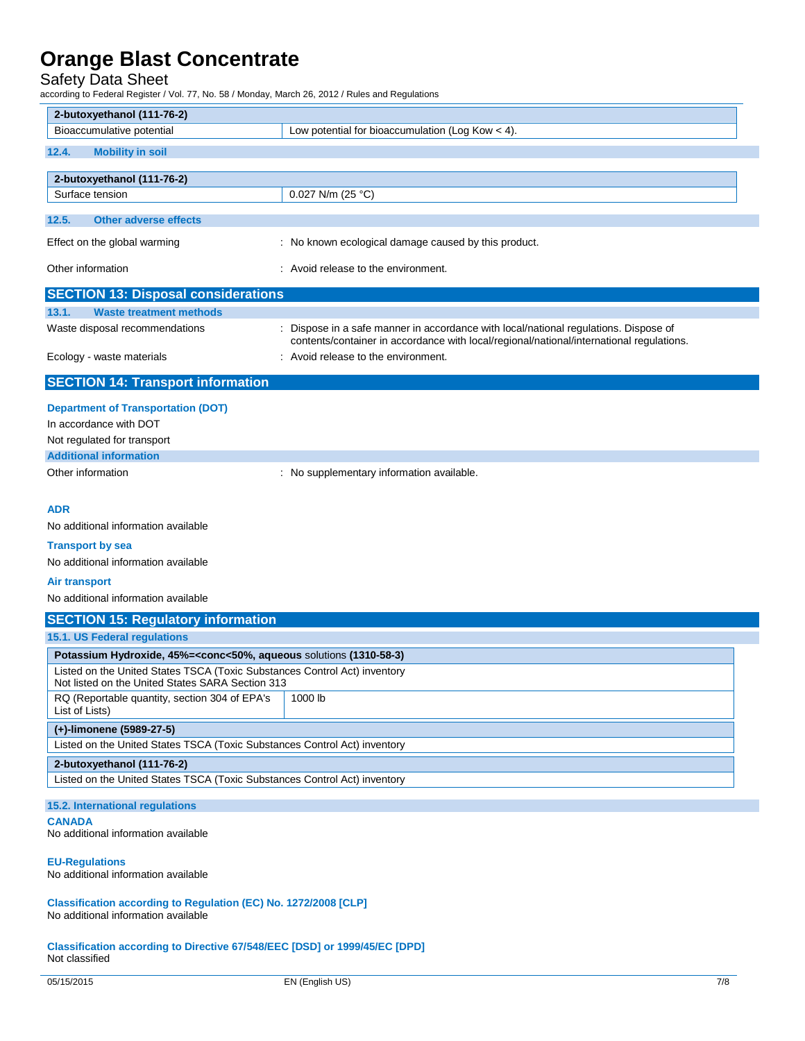| 2-butoxyethanol (111-76-2) | |
|---|---|
| Bioaccumulative potential | Low potential for bioaccumulation (Log Kow < 4). |

### 12.4. Mobility in soil

| 2-butoxyethanol (111-76-2) | |
|---|---|
| Surface tension | 0.027 N/m (25 °C) |

### 12.5. Other adverse effects

Effect on the global warming : No known ecological damage caused by this product.

Other information : Avoid release to the environment.

## SECTION 13: Disposal considerations

### 13.1. Waste treatment methods

Waste disposal recommendations : Dispose in a safe manner in accordance with local/national regulations. Dispose of contents/container in accordance with local/regional/national/international regulations.

Ecology - waste materials : Avoid release to the environment.

## SECTION 14: Transport information

**Department of Transportation (DOT)**

In accordance with DOT

Not regulated for transport

**Additional information**

Other information : No supplementary information available.

**ADR**

No additional information available

**Transport by sea**

No additional information available

**Air transport**

No additional information available

## SECTION 15: Regulatory information

### 15.1. US Federal regulations

| **Potassium Hydroxide, 45%=<conc<50%, aqueous** solutions **(1310-58-3)** | |
|---|---|
| Listed on the United States TSCA (Toxic Substances Control Act) inventory<br>Not listed on the United States SARA Section 313 | |
| RQ (Reportable quantity, section 304 of EPA's List of Lists) | 1000 lb |

| (+)-limonene (5989-27-5) |
|---|
| Listed on the United States TSCA (Toxic Substances Control Act) inventory |

| 2-butoxyethanol (111-76-2) |
|---|
| Listed on the United States TSCA (Toxic Substances Control Act) inventory |

### 15.2. International regulations

**CANADA**

No additional information available

**EU-Regulations**

No additional information available

**Classification according to Regulation (EC) No. 1272/2008 [CLP]**

No additional information available

**Classification according to Directive 67/548/EEC [DSD] or 1999/45/EC [DPD]**

Not classified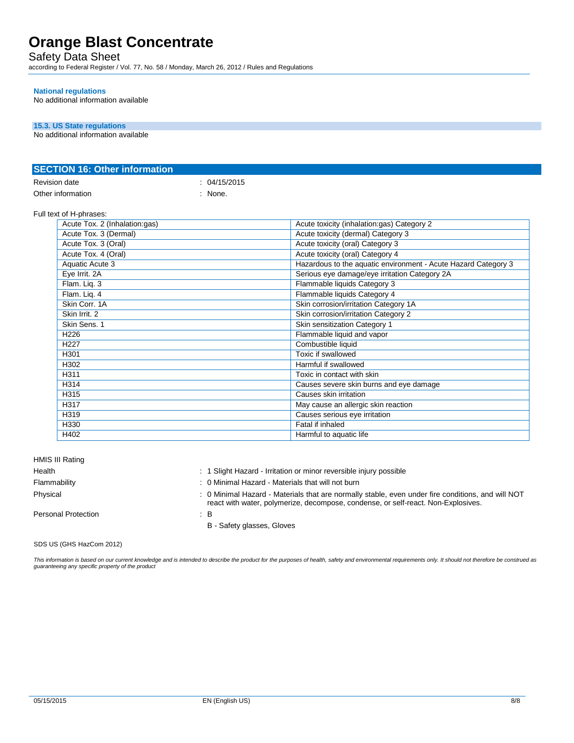### National regulations

No additional information available

### 15.3. US State regulations

No additional information available

## SECTION 16: Other information

Revision date : 04/15/2015

Other information : None.

Full text of H-phrases:

| | |
|---|---|
| Acute Tox. 2 (Inhalation:gas) | Acute toxicity (inhalation:gas) Category 2 |
| Acute Tox. 3 (Dermal) | Acute toxicity (dermal) Category 3 |
| Acute Tox. 3 (Oral) | Acute toxicity (oral) Category 3 |
| Acute Tox. 4 (Oral) | Acute toxicity (oral) Category 4 |
| Aquatic Acute 3 | Hazardous to the aquatic environment - Acute Hazard Category 3 |
| Eye Irrit. 2A | Serious eye damage/eye irritation Category 2A |
| Flam. Liq. 3 | Flammable liquids Category 3 |
| Flam. Liq. 4 | Flammable liquids Category 4 |
| Skin Corr. 1A | Skin corrosion/irritation Category 1A |
| Skin Irrit. 2 | Skin corrosion/irritation Category 2 |
| Skin Sens. 1 | Skin sensitization Category 1 |
| H226 | Flammable liquid and vapor |
| H227 | Combustible liquid |
| H301 | Toxic if swallowed |
| H302 | Harmful if swallowed |
| H311 | Toxic in contact with skin |
| H314 | Causes severe skin burns and eye damage |
| H315 | Causes skin irritation |
| H317 | May cause an allergic skin reaction |
| H319 | Causes serious eye irritation |
| H330 | Fatal if inhaled |
| H402 | Harmful to aquatic life |

HMIS III Rating

Health : 1 Slight Hazard - Irritation or minor reversible injury possible

Flammability : 0 Minimal Hazard - Materials that will not burn

Physical : 0 Minimal Hazard - Materials that are normally stable, even under fire conditions, and will NOT react with water, polymerize, decompose, condense, or self-react. Non-Explosives.

Personal Protection : B

B - Safety glasses, Gloves

SDS US (GHS HazCom 2012)

*This information is based on our current knowledge and is intended to describe the product for the purposes of health, safety and environmental requirements only. It should not therefore be construed as guaranteeing any specific property of the product*